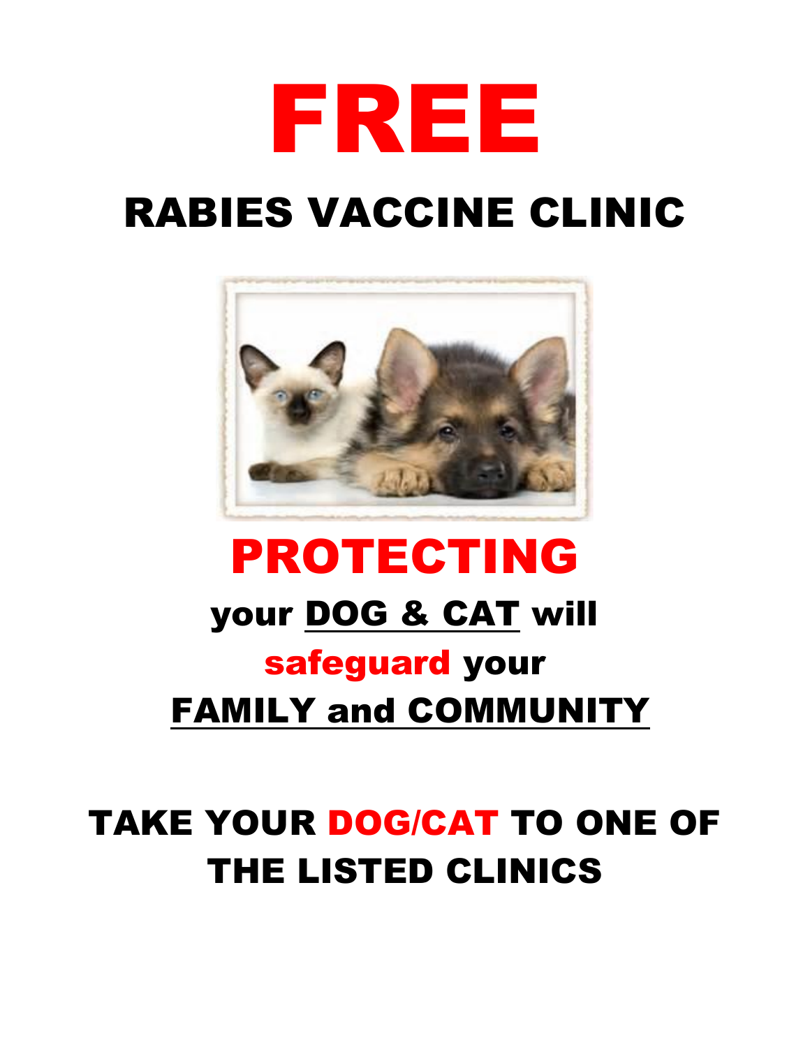# FREE

## RABIES VACCINE CLINIC

## PROTECTING

### your DOG & CAT will

### safeguard your

### FAMILY and COMMUNITY

## TAKE YOUR DOG/CAT TO ONE OF THE LISTED CLINICS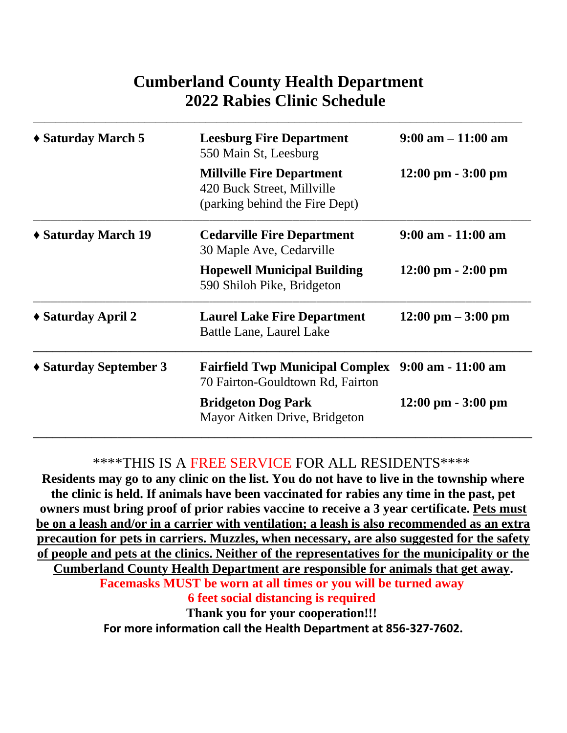# Cumberland County Health Department
# 2022 Rabies Clinic Schedule

| | | |
|---|---|---|
| ♦ **Saturday March 5** | **Leesburg Fire Department**<br>550 Main St, Leesburg | **9:00 am – 11:00 am** |
| | **Millville Fire Department**<br>420 Buck Street, Millville<br>(parking behind the Fire Dept) | **12:00 pm - 3:00 pm** |
| ♦ **Saturday March 19** | **Cedarville Fire Department**<br>30 Maple Ave, Cedarville | **9:00 am - 11:00 am** |
| | **Hopewell Municipal Building**<br>590 Shiloh Pike, Bridgeton | **12:00 pm - 2:00 pm** |
| ♦ **Saturday April 2** | **Laurel Lake Fire Department**<br>Battle Lane, Laurel Lake | **12:00 pm – 3:00 pm** |
| ♦ **Saturday September 3** | **Fairfield Twp Municipal Complex**<br>70 Fairton-Gouldtown Rd, Fairton | **9:00 am - 11:00 am** |
| | **Bridgeton Dog Park**<br>Mayor Aitken Drive, Bridgeton | **12:00 pm - 3:00 pm** |

****THIS IS A FREE SERVICE FOR ALL RESIDENTS****

**Residents may go to any clinic on the list. You do not have to live in the township where the clinic is held. If animals have been vaccinated for rabies any time in the past, pet owners must bring proof of prior rabies vaccine to receive a 3 year certificate. Pets must be on a leash and/or in a carrier with ventilation; a leash is also recommended as an extra precaution for pets in carriers. Muzzles, when necessary, are also suggested for the safety of people and pets at the clinics. Neither of the representatives for the municipality or the Cumberland County Health Department are responsible for animals that get away.**

**Facemasks MUST be worn at all times or you will be turned away**

**6 feet social distancing is required**

**Thank you for your cooperation!!!**

**For more information call the Health Department at 856-327-7602.**